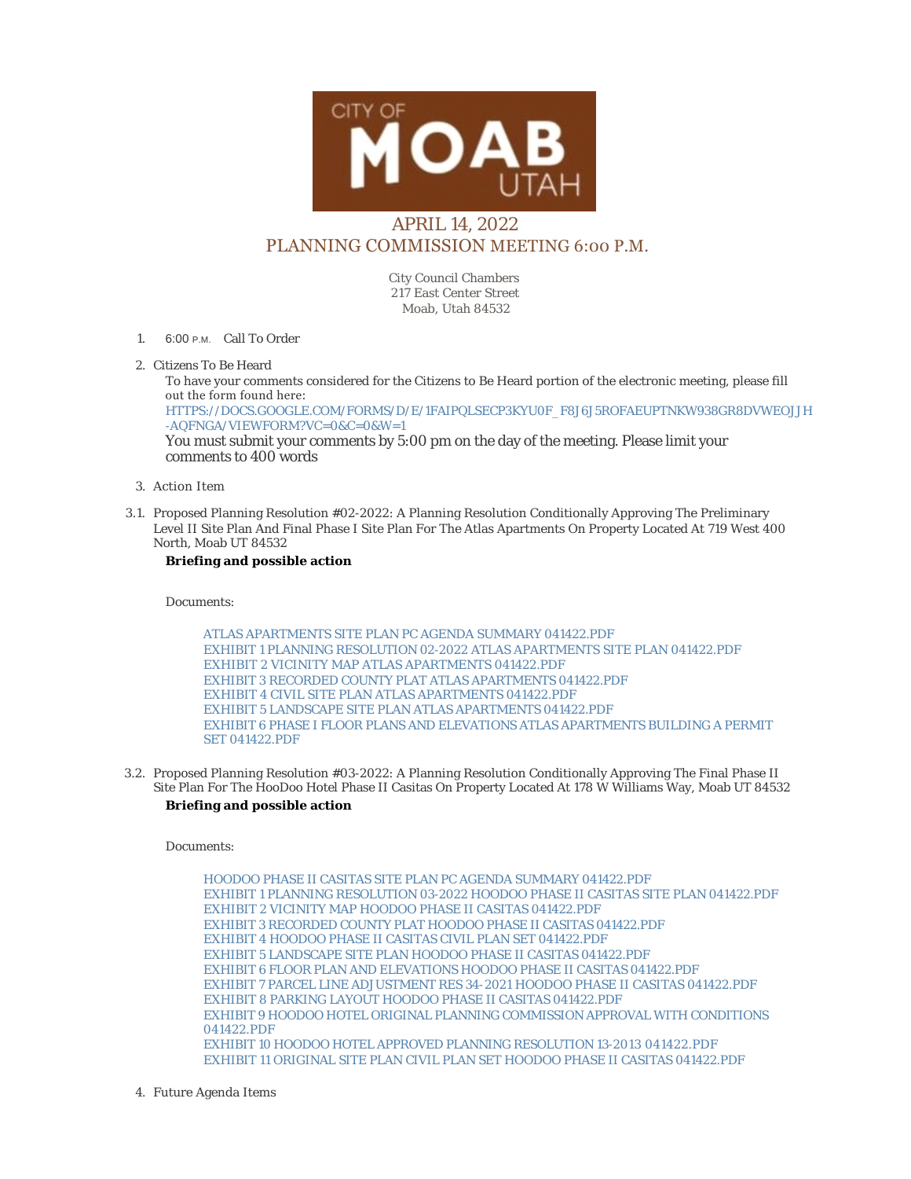CITY OF MOAB UTAH

# APRIL 14, 2022
## PLANNING COMMISSION MEETING 6:00 P.M.

City Council Chambers
217 East Center Street
Moab, Utah 84532

1. 6:00 P.M. Call To Order

2. Citizens To Be Heard

   To have your comments considered for the Citizens to Be Heard portion of the electronic meeting, please fill out the form found here:
   HTTPS://DOCS.GOOGLE.COM/FORMS/D/E/1FAIPQLSECP3KYU0F_F8J6J5ROFAEUPTNKW938GR8DVWEOJJH-AQFNGA/VIEWFORM?VC=0&C=0&W=1

   You must submit your comments by 5:00 pm on the day of the meeting. Please limit your comments to 400 words

3. Action Item

3.1. Proposed Planning Resolution #02-2022: A Planning Resolution Conditionally Approving The Preliminary Level II Site Plan And Final Phase I Site Plan For The Atlas Apartments On Property Located At 719 West 400 North, Moab UT 84532

   **Briefing and possible action**

   Documents:

   ATLAS APARTMENTS SITE PLAN PC AGENDA SUMMARY 041422.PDF
   EXHIBIT 1 PLANNING RESOLUTION 02-2022 ATLAS APARTMENTS SITE PLAN 041422.PDF
   EXHIBIT 2 VICINITY MAP ATLAS APARTMENTS 041422.PDF
   EXHIBIT 3 RECORDED COUNTY PLAT ATLAS APARTMENTS 041422.PDF
   EXHIBIT 4 CIVIL SITE PLAN ATLAS APARTMENTS 041422.PDF
   EXHIBIT 5 LANDSCAPE SITE PLAN ATLAS APARTMENTS 041422.PDF
   EXHIBIT 6 PHASE I FLOOR PLANS AND ELEVATIONS ATLAS APARTMENTS BUILDING A PERMIT SET 041422.PDF

3.2. Proposed Planning Resolution #03-2022: A Planning Resolution Conditionally Approving The Final Phase II Site Plan For The HooDoo Hotel Phase II Casitas On Property Located At 178 W Williams Way, Moab UT 84532

   **Briefing and possible action**

   Documents:

   HOODOO PHASE II CASITAS SITE PLAN PC AGENDA SUMMARY 041422.PDF
   EXHIBIT 1 PLANNING RESOLUTION 03-2022 HOODOO PHASE II CASITAS SITE PLAN 041422.PDF
   EXHIBIT 2 VICINITY MAP HOODOO PHASE II CASITAS 041422.PDF
   EXHIBIT 3 RECORDED COUNTY PLAT HOODOO PHASE II CASITAS 041422.PDF
   EXHIBIT 4 HOODOO PHASE II CASITAS CIVIL PLAN SET 041422.PDF
   EXHIBIT 5 LANDSCAPE SITE PLAN HOODOO PHASE II CASITAS 041422.PDF
   EXHIBIT 6 FLOOR PLAN AND ELEVATIONS HOODOO PHASE II CASITAS 041422.PDF
   EXHIBIT 7 PARCEL LINE ADJUSTMENT RES 34-2021 HOODOO PHASE II CASITAS 041422.PDF
   EXHIBIT 8 PARKING LAYOUT HOODOO PHASE II CASITAS 041422.PDF
   EXHIBIT 9 HOODOO HOTEL ORIGINAL PLANNING COMMISSION APPROVAL WITH CONDITIONS 041422.PDF
   EXHIBIT 10 HOODOO HOTEL APPROVED PLANNING RESOLUTION 13-2013 041422.PDF
   EXHIBIT 11 ORIGINAL SITE PLAN CIVIL PLAN SET HOODOO PHASE II CASITAS 041422.PDF

4. Future Agenda Items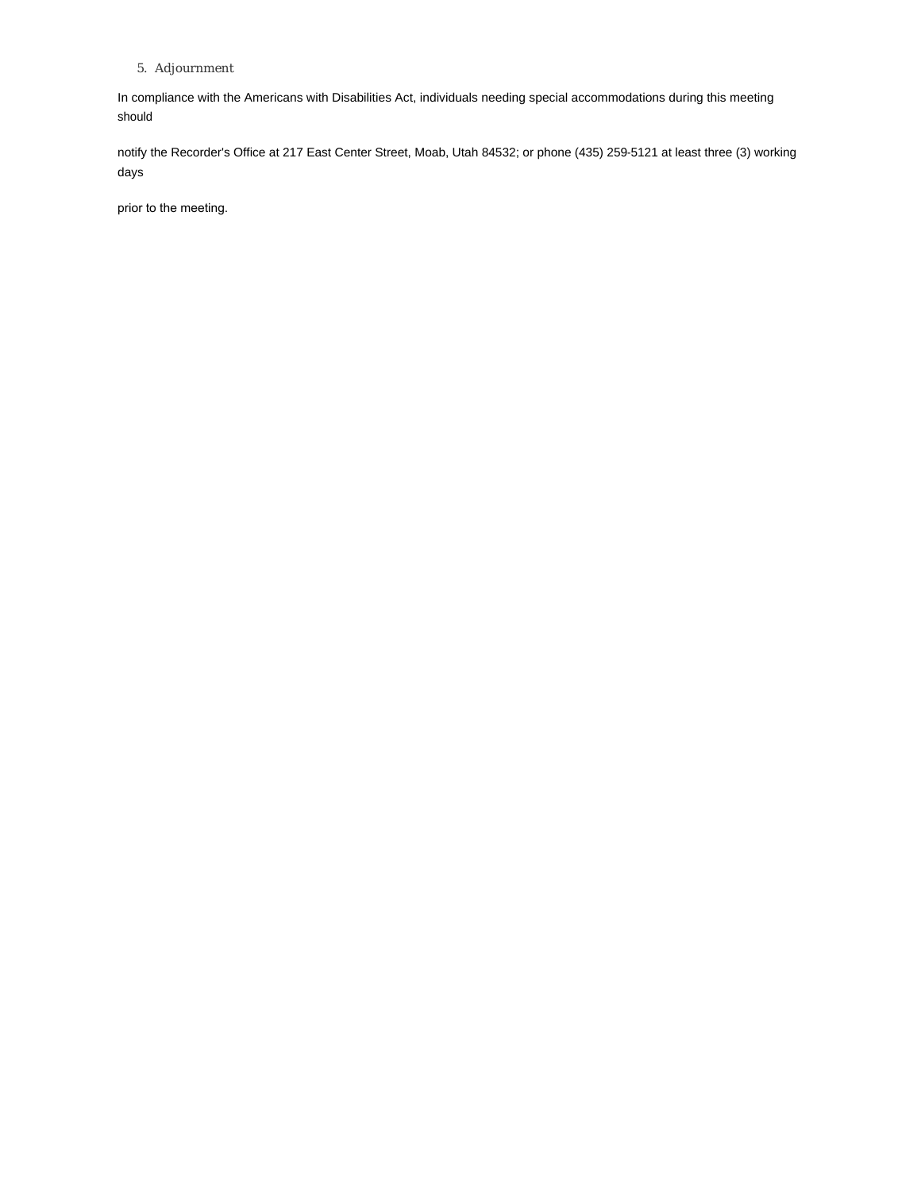5. Adjournment

In compliance with the Americans with Disabilities Act, individuals needing special accommodations during this meeting should

notify the Recorder's Office at 217 East Center Street, Moab, Utah 84532; or phone (435) 259-5121 at least three (3) working days

prior to the meeting.